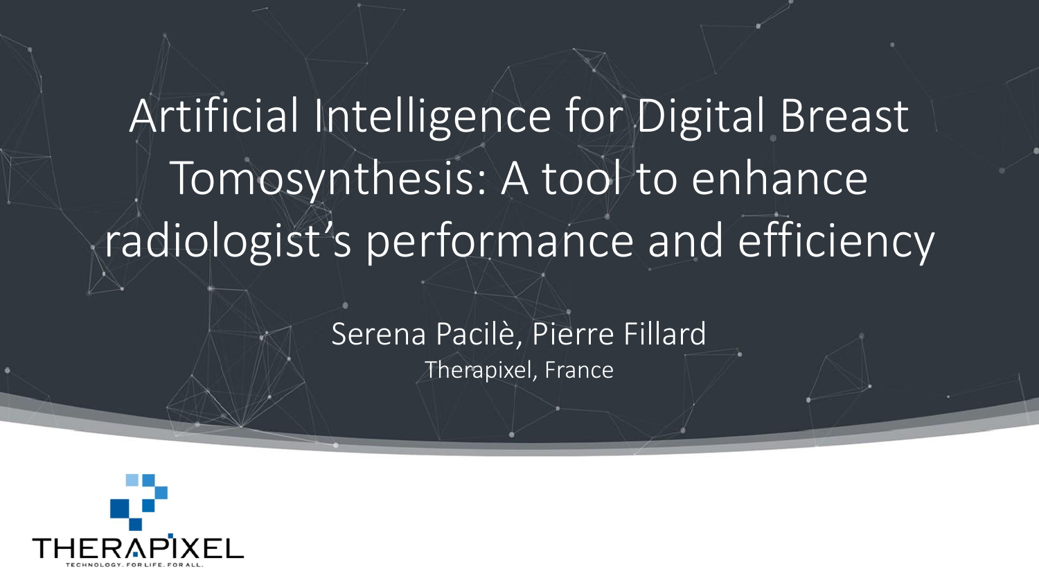# Artificial Intelligence for Digital Breast Tomosynthesis: A tool to enhance radiologist's performance and efficiency

Serena Pacilè, Pierre Fillard

Therapixel, France

THERAPIXEL

TECHNOLOGY. FOR LIFE. FOR ALL.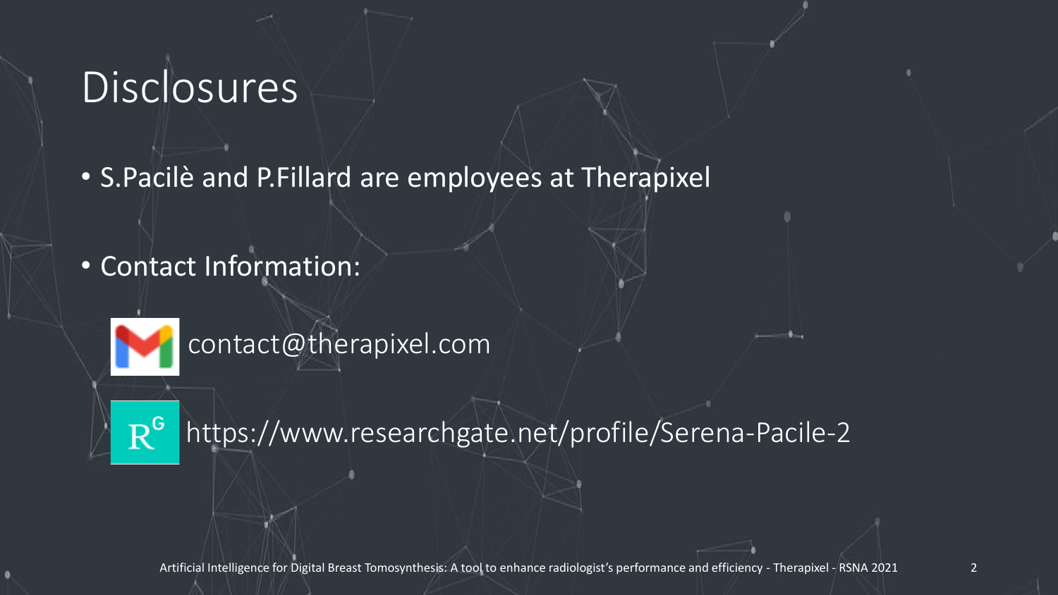# Disclosures

- S.Pacilè and P.Fillard are employees at Therapixel
- Contact Information:

contact@therapixel.com

https://www.researchgate.net/profile/Serena-Pacile-2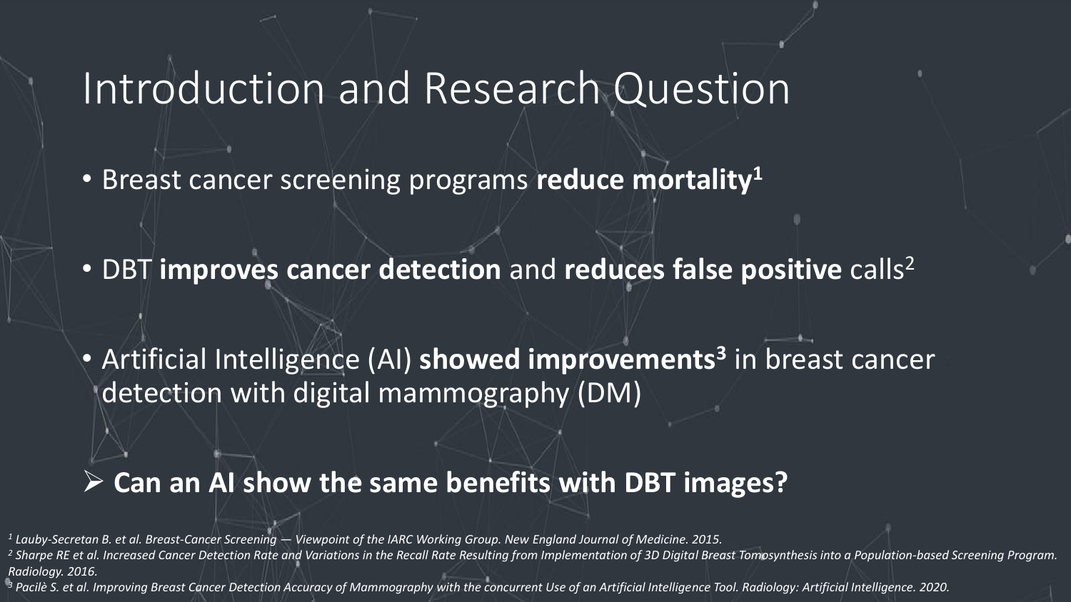# Introduction and Research Question

- Breast cancer screening programs **reduce mortality**[1]
- DBT **improves cancer detection** and **reduces false positive** calls[2]
- Artificial Intelligence (AI) **showed improvements**[3] in breast cancer detection with digital mammography (DM)

➢ **Can an AI show the same benefits with DBT images?**

*[1] Lauby-Secretan B. et al. Breast-Cancer Screening — Viewpoint of the IARC Working Group. New England Journal of Medicine. 2015.*

*[2] Sharpe RE et al. Increased Cancer Detection Rate and Variations in the Recall Rate Resulting from Implementation of 3D Digital Breast Tomosynthesis into a Population-based Screening Program. Radiology. 2016.*

*[3] Pacilè S. et al. Improving Breast Cancer Detection Accuracy of Mammography with the concurrent Use of an Artificial Intelligence Tool. Radiology: Artificial Intelligence. 2020.*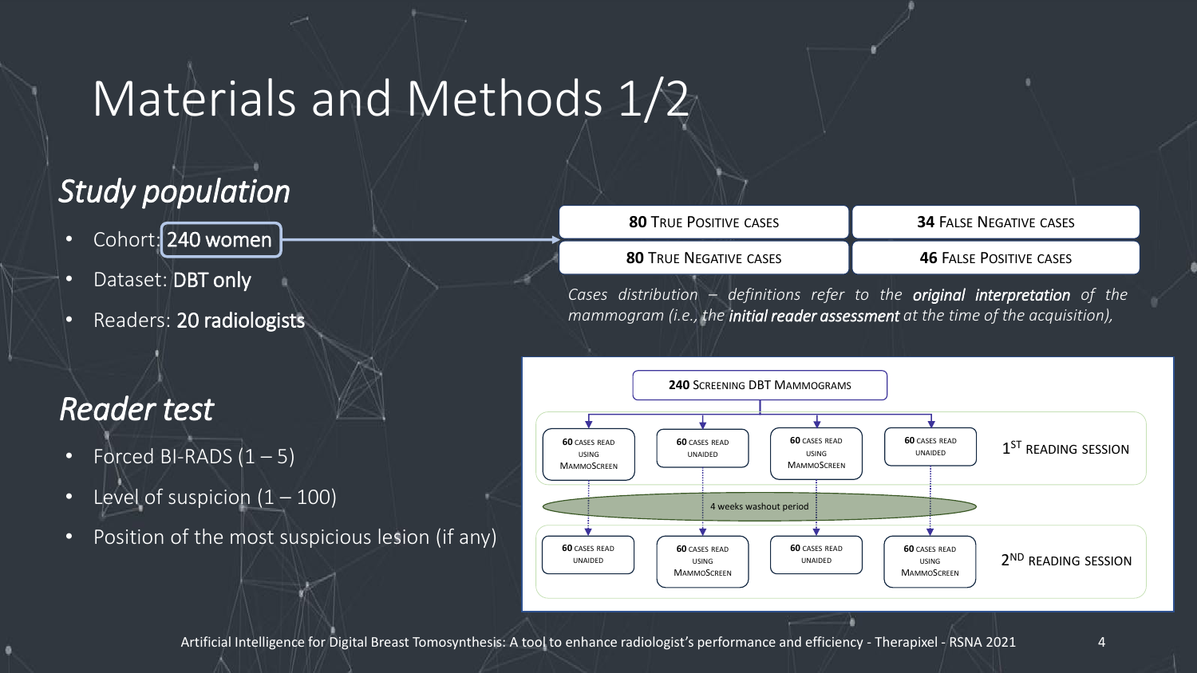# Materials and Methods 1/2

## *Study population*

- Cohort: **240 women**
- Dataset: **DBT only**
- Readers: **20 radiologists**

| **80** True Positive cases | **34** False Negative cases |
| --- | --- |
| **80** True Negative cases | **46** False Positive cases |

*Cases distribution – definitions refer to the* ***original interpretation*** *of the mammogram (i.e., the* ***initial reader assessment*** *at the time of the acquisition),*

## *Reader test*

- Forced BI-RADS (1 – 5)
- Level of suspicion (1 – 100)
- Position of the most suspicious lesion (if any)

**240** Screening DBT Mammograms

| | Group 1 | Group 2 | Group 3 | Group 4 |
| --- | --- | --- | --- | --- |
| 1st Reading Session | **60** cases read using MammoScreen | **60** cases read unaided | **60** cases read using MammoScreen | **60** cases read unaided |
| 4 weeks washout period | | | | |
| 2nd Reading Session | **60** cases read unaided | **60** cases read using MammoScreen | **60** cases read unaided | **60** cases read using MammoScreen |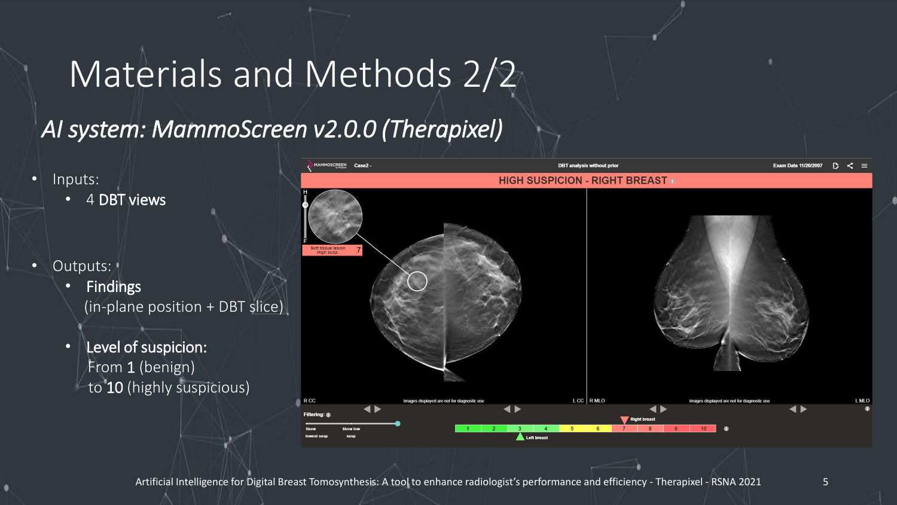# Materials and Methods 2/2

## *AI system: MammoScreen v2.0.0 (Therapixel)*

- Inputs:
  - 4 **DBT views**
- Outputs:
  - **Findings**
    (in-plane position + DBT slice)
  - **Level of suspicion:**
    From **1** (benign)
    to **10** (highly suspicious)

Artificial Intelligence for Digital Breast Tomosynthesis: A tool to enhance radiologist's performance and efficiency - Therapixel - RSNA 2021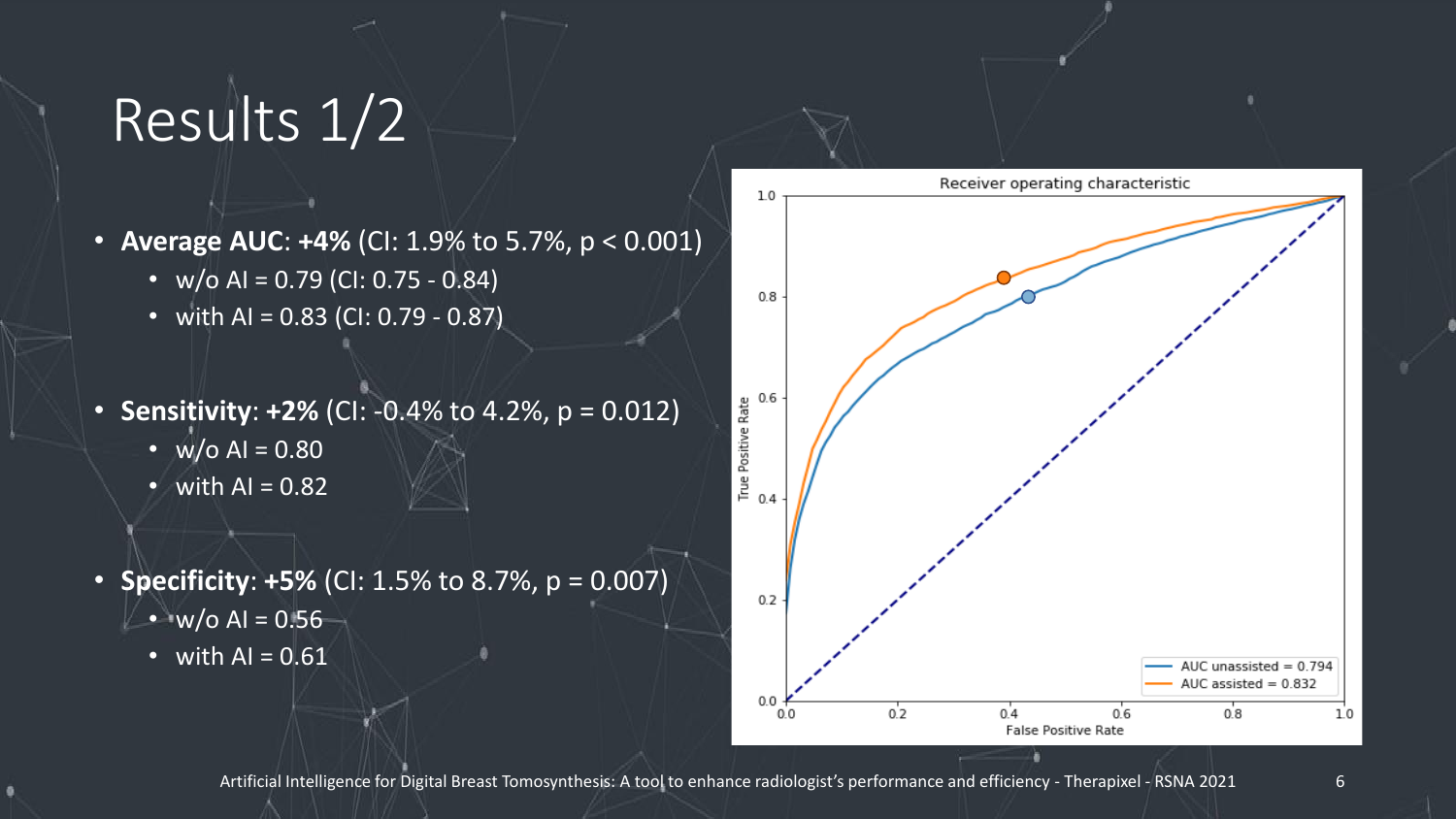# Results 1/2

- **Average AUC**: **+4%** (CI: 1.9% to 5.7%, $p < 0.001$)
  - w/o AI = 0.79 (CI: 0.75 - 0.84)
  - with AI = 0.83 (CI: 0.79 - 0.87)
- **Sensitivity**: **+2%** (CI: -0.4% to 4.2%, $p = 0.012$)
  - w/o AI = 0.80
  - with AI = 0.82
- **Specificity**: **+5%** (CI: 1.5% to 8.7%, $p = 0.007$)
  - w/o AI = 0.56
  - with AI = 0.61

Receiver operating characteristic

AUC unassisted = 0.794
AUC assisted = 0.832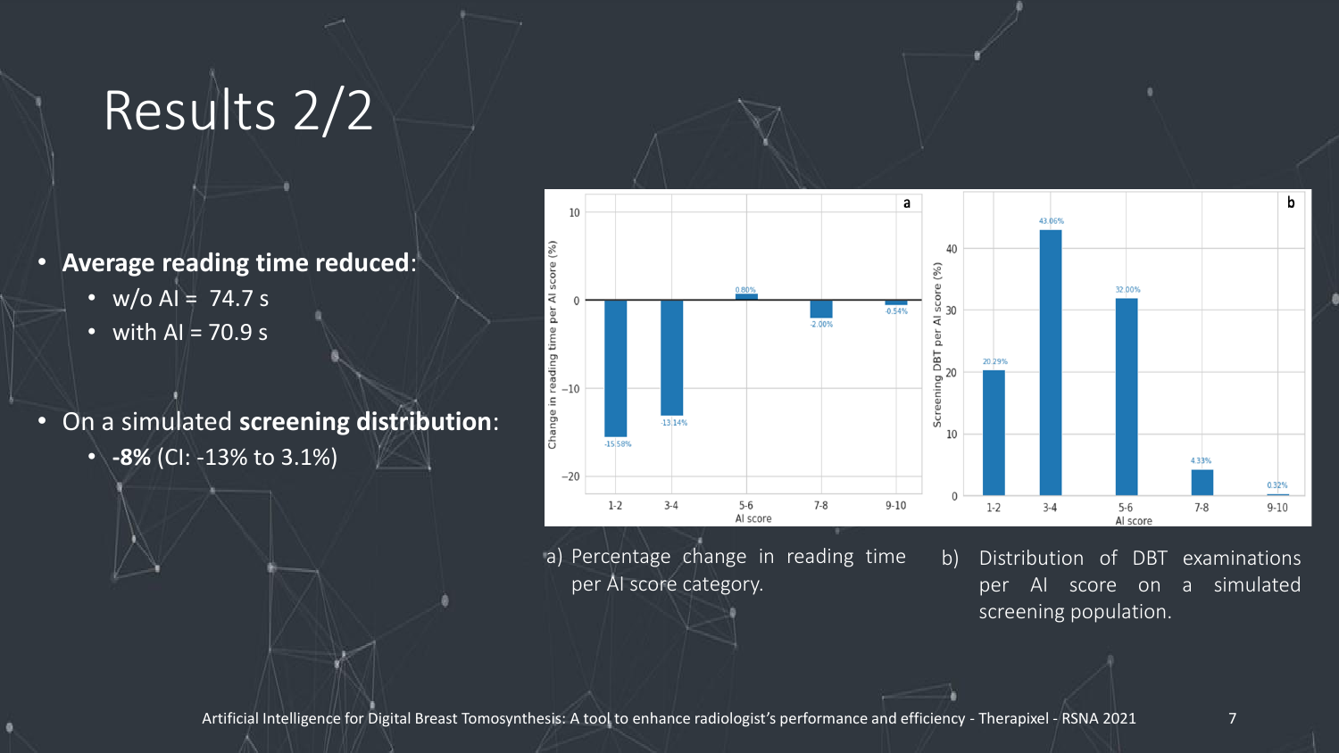# Results 2/2

- **Average reading time reduced**:
  - w/o AI = 74.7 s
  - with AI = 70.9 s
- On a simulated **screening distribution**:
  - **-8%** (CI: -13% to 3.1%)

a) Percentage change in reading time per AI score category.

b) Distribution of DBT examinations per AI score on a simulated screening population.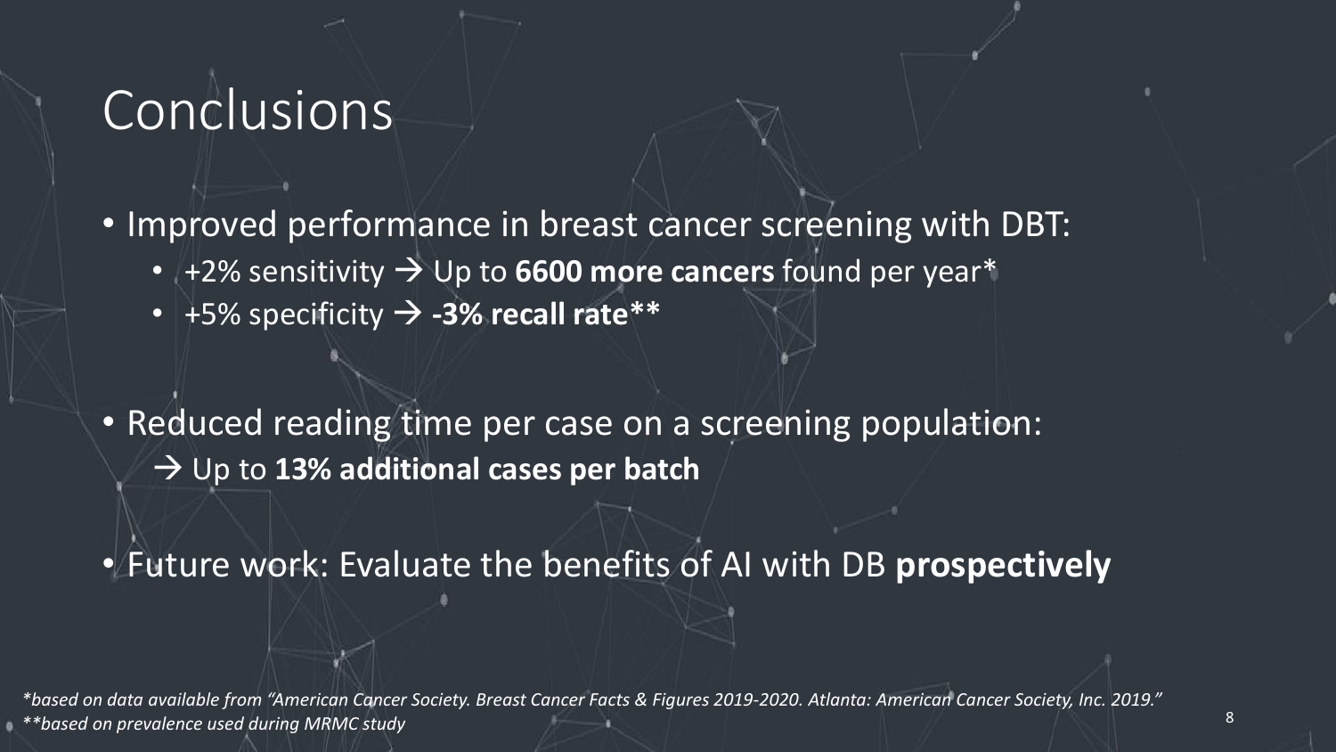# Conclusions

- Improved performance in breast cancer screening with DBT:
  - +2% sensitivity → Up to **6600 more cancers** found per year*
  - +5% specificity → **-3% recall rate****
- Reduced reading time per case on a screening population:
  → Up to **13% additional cases per batch**
- Future work: Evaluate the benefits of AI with DB **prospectively**

*\*based on data available from "American Cancer Society. Breast Cancer Facts & Figures 2019-2020. Atlanta: American Cancer Society, Inc. 2019."*
*\*\*based on prevalence used during MRMC study*